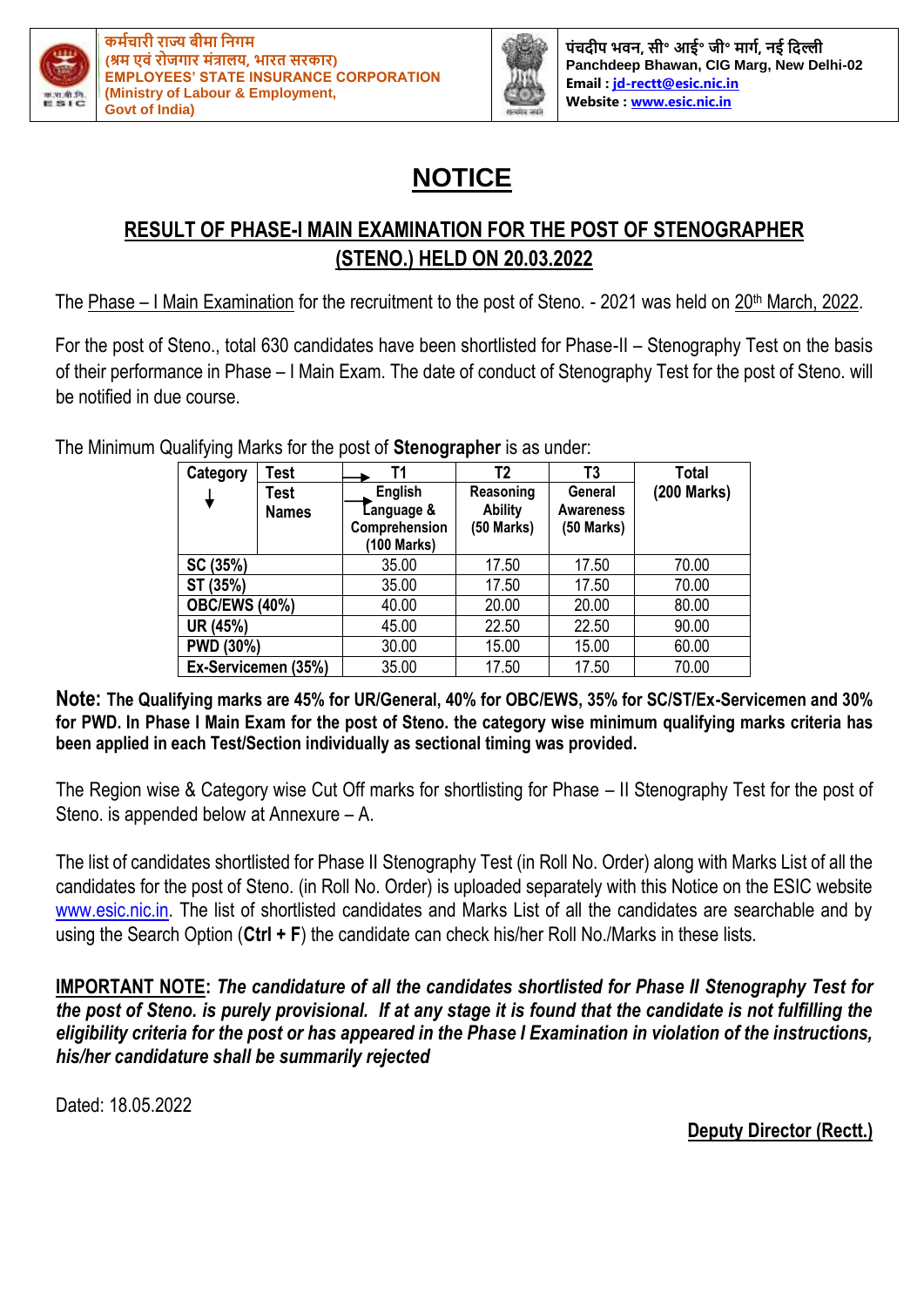कर्मचारी राज्य बीमा निगम
(श्रम एवं रोजगार मंत्रालय, भारत सरकार)
**EMPLOYEES' STATE INSURANCE CORPORATION**
**(Ministry of Labour & Employment, Govt of India)**

पंचदीप भवन, सी॰ आई॰ जी॰ मार्ग, नई दिल्ली
**Panchdeep Bhawan, CIG Marg, New Delhi-02**
**Email : jd-rectt@esic.nic.in**
**Website : www.esic.nic.in**

# NOTICE

## RESULT OF PHASE-I MAIN EXAMINATION FOR THE POST OF STENOGRAPHER (STENO.) HELD ON 20.03.2022

The Phase – I Main Examination for the recruitment to the post of Steno. - 2021 was held on 20th March, 2022.

For the post of Steno., total 630 candidates have been shortlisted for Phase-II – Stenography Test on the basis of their performance in Phase – I Main Exam. The date of conduct of Stenography Test for the post of Steno. will be notified in due course.

The Minimum Qualifying Marks for the post of **Stenographer** is as under:

| Category ↓ | Test → | T1 | T2 | T3 | Total |
|---|---|---|---|---|---|
| | Test Names | English Language & Comprehension (100 Marks) | Reasoning Ability (50 Marks) | General Awareness (50 Marks) | (200 Marks) |
| **SC (35%)** | | 35.00 | 17.50 | 17.50 | 70.00 |
| **ST (35%)** | | 35.00 | 17.50 | 17.50 | 70.00 |
| **OBC/EWS (40%)** | | 40.00 | 20.00 | 20.00 | 80.00 |
| **UR (45%)** | | 45.00 | 22.50 | 22.50 | 90.00 |
| **PWD (30%)** | | 30.00 | 15.00 | 15.00 | 60.00 |
| **Ex-Servicemen (35%)** | | 35.00 | 17.50 | 17.50 | 70.00 |

**Note: The Qualifying marks are 45% for UR/General, 40% for OBC/EWS, 35% for SC/ST/Ex-Servicemen and 30% for PWD. In Phase I Main Exam for the post of Steno. the category wise minimum qualifying marks criteria has been applied in each Test/Section individually as sectional timing was provided.**

The Region wise & Category wise Cut Off marks for shortlisting for Phase – II Stenography Test for the post of Steno. is appended below at Annexure – A.

The list of candidates shortlisted for Phase II Stenography Test (in Roll No. Order) along with Marks List of all the candidates for the post of Steno. (in Roll No. Order) is uploaded separately with this Notice on the ESIC website www.esic.nic.in. The list of shortlisted candidates and Marks List of all the candidates are searchable and by using the Search Option (**Ctrl + F**) the candidate can check his/her Roll No./Marks in these lists.

**IMPORTANT NOTE**: ***The candidature of all the candidates shortlisted for Phase II Stenography Test for the post of Steno. is purely provisional. If at any stage it is found that the candidate is not fulfilling the eligibility criteria for the post or has appeared in the Phase I Examination in violation of the instructions, his/her candidature shall be summarily rejected***

Dated: 18.05.2022

**Deputy Director (Rectt.)**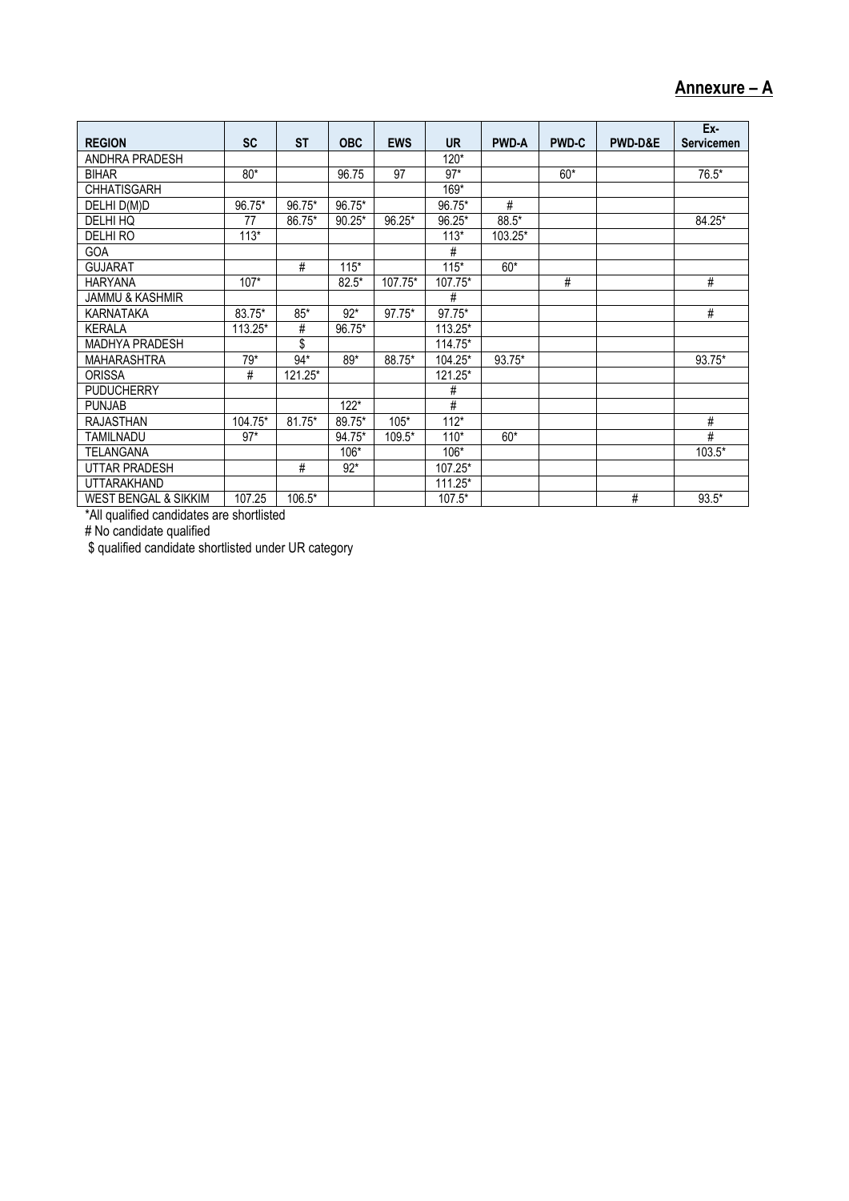## Annexure – A

| REGION | SC | ST | OBC | EWS | UR | PWD-A | PWD-C | PWD-D&E | Ex-Servicemen |
|---|---|---|---|---|---|---|---|---|---|
| ANDHRA PRADESH | | | | | 120* | | | | |
| BIHAR | 80* | | 96.75 | 97 | 97* | | 60* | | 76.5* |
| CHHATISGARH | | | | | 169* | | | | |
| DELHI D(M)D | 96.75* | 96.75* | 96.75* | | 96.75* | # | | | |
| DELHI HQ | 77 | 86.75* | 90.25* | 96.25* | 96.25* | 88.5* | | | 84.25* |
| DELHI RO | 113* | | | | 113* | 103.25* | | | |
| GOA | | | | | # | | | | |
| GUJARAT | | # | 115* | | 115* | 60* | | | |
| HARYANA | 107* | | 82.5* | 107.75* | 107.75* | | # | | # |
| JAMMU & KASHMIR | | | | | # | | | | |
| KARNATAKA | 83.75* | 85* | 92* | 97.75* | 97.75* | | | | # |
| KERALA | 113.25* | # | 96.75* | | 113.25* | | | | |
| MADHYA PRADESH | | $ | | | 114.75* | | | | |
| MAHARASHTRA | 79* | 94* | 89* | 88.75* | 104.25* | 93.75* | | | 93.75* |
| ORISSA | # | 121.25* | | | 121.25* | | | | |
| PUDUCHERRY | | | | | # | | | | |
| PUNJAB | | | 122* | | # | | | | |
| RAJASTHAN | 104.75* | 81.75* | 89.75* | 105* | 112* | | | | # |
| TAMILNADU | 97* | | 94.75* | 109.5* | 110* | 60* | | | # |
| TELANGANA | | | 106* | | 106* | | | | 103.5* |
| UTTAR PRADESH | | # | 92* | | 107.25* | | | | |
| UTTARAKHAND | | | | | 111.25* | | | | |
| WEST BENGAL & SIKKIM | 107.25 | 106.5* | | | 107.5* | | | # | 93.5* |

*All qualified candidates are shortlisted

# No candidate qualified

$ qualified candidate shortlisted under UR category